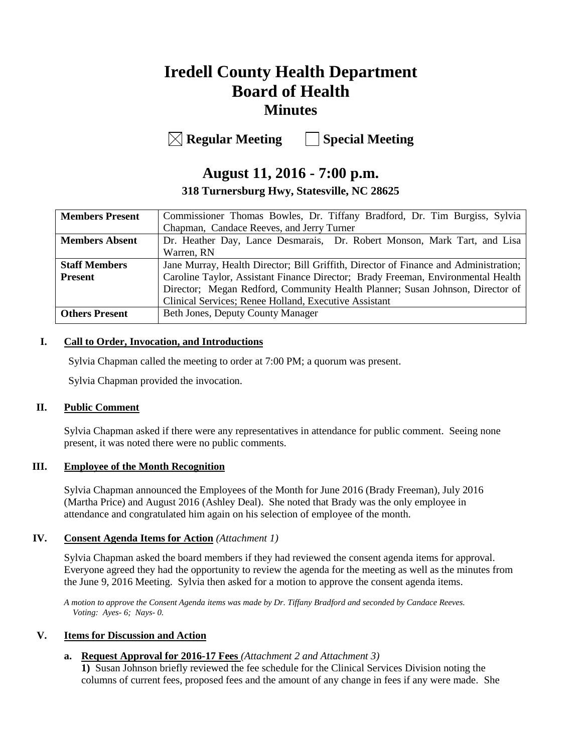# Iredell County Health Department
# Board of Health
## Minutes

☒ **Regular Meeting** ☐ **Special Meeting**

## August 11, 2016 - 7:00 p.m.

### 318 Turnersburg Hwy, Statesville, NC 28625

| | |
|---|---|
| **Members Present** | Commissioner Thomas Bowles, Dr. Tiffany Bradford, Dr. Tim Burgiss, Sylvia Chapman, Candace Reeves, and Jerry Turner |
| **Members Absent** | Dr. Heather Day, Lance Desmarais, Dr. Robert Monson, Mark Tart, and Lisa Warren, RN |
| **Staff Members Present** | Jane Murray, Health Director; Bill Griffith, Director of Finance and Administration; Caroline Taylor, Assistant Finance Director; Brady Freeman, Environmental Health Director; Megan Redford, Community Health Planner; Susan Johnson, Director of Clinical Services; Renee Holland, Executive Assistant |
| **Others Present** | Beth Jones, Deputy County Manager |

**I. Call to Order, Invocation, and Introductions**

Sylvia Chapman called the meeting to order at 7:00 PM; a quorum was present.

Sylvia Chapman provided the invocation.

**II. Public Comment**

Sylvia Chapman asked if there were any representatives in attendance for public comment. Seeing none present, it was noted there were no public comments.

**III. Employee of the Month Recognition**

Sylvia Chapman announced the Employees of the Month for June 2016 (Brady Freeman), July 2016 (Martha Price) and August 2016 (Ashley Deal). She noted that Brady was the only employee in attendance and congratulated him again on his selection of employee of the month.

**IV. Consent Agenda Items for Action** *(Attachment 1)*

Sylvia Chapman asked the board members if they had reviewed the consent agenda items for approval. Everyone agreed they had the opportunity to review the agenda for the meeting as well as the minutes from the June 9, 2016 Meeting. Sylvia then asked for a motion to approve the consent agenda items.

*A motion to approve the Consent Agenda items was made by Dr. Tiffany Bradford and seconded by Candace Reeves. Voting: Ayes- 6; Nays- 0.*

**V. Items for Discussion and Action**

**a. Request Approval for 2016-17 Fees** *(Attachment 2 and Attachment 3)*

**1)** Susan Johnson briefly reviewed the fee schedule for the Clinical Services Division noting the columns of current fees, proposed fees and the amount of any change in fees if any were made. She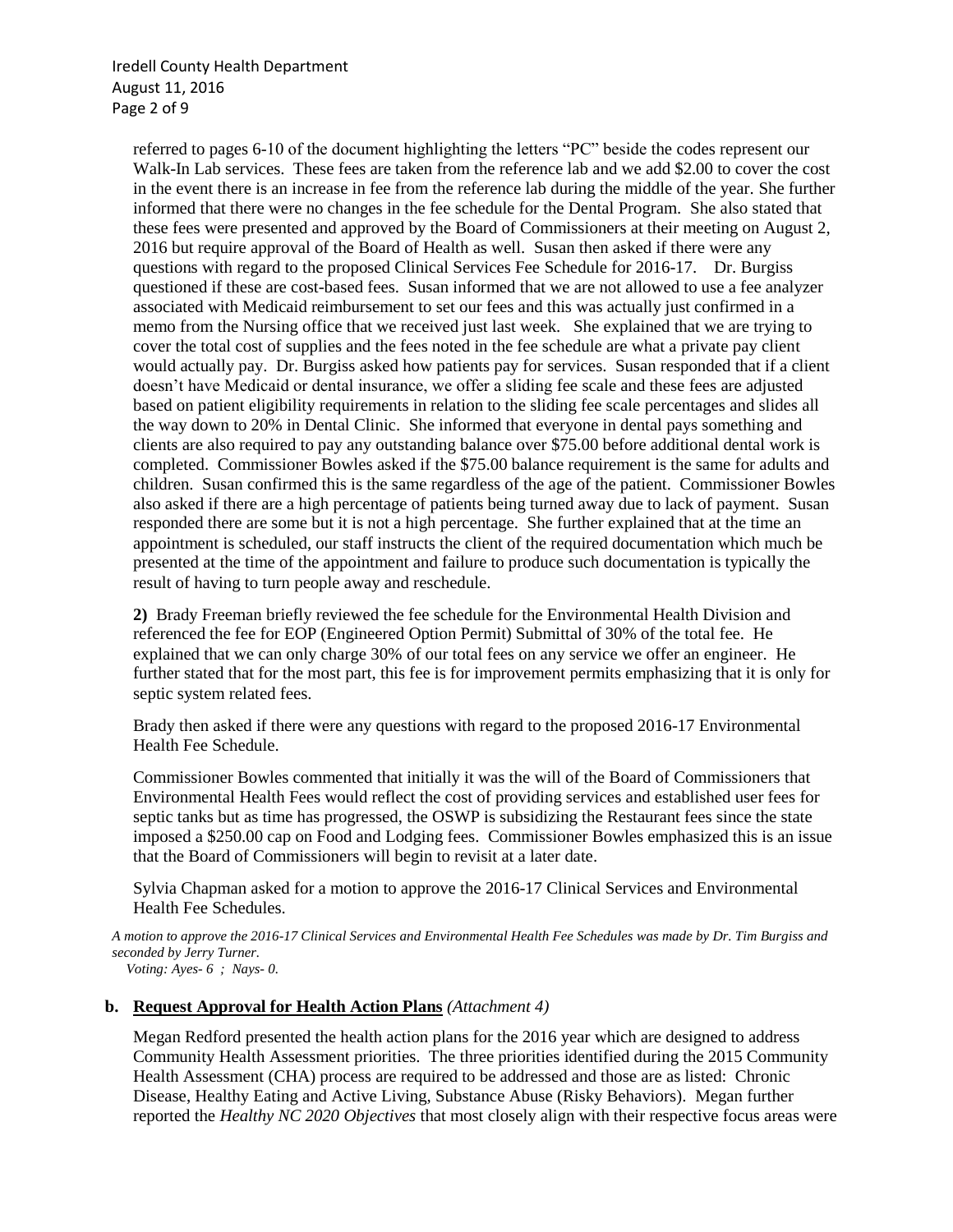referred to pages 6-10 of the document highlighting the letters "PC" beside the codes represent our Walk-In Lab services. These fees are taken from the reference lab and we add $2.00 to cover the cost in the event there is an increase in fee from the reference lab during the middle of the year. She further informed that there were no changes in the fee schedule for the Dental Program. She also stated that these fees were presented and approved by the Board of Commissioners at their meeting on August 2, 2016 but require approval of the Board of Health as well. Susan then asked if there were any questions with regard to the proposed Clinical Services Fee Schedule for 2016-17. Dr. Burgiss questioned if these are cost-based fees. Susan informed that we are not allowed to use a fee analyzer associated with Medicaid reimbursement to set our fees and this was actually just confirmed in a memo from the Nursing office that we received just last week. She explained that we are trying to cover the total cost of supplies and the fees noted in the fee schedule are what a private pay client would actually pay. Dr. Burgiss asked how patients pay for services. Susan responded that if a client doesn't have Medicaid or dental insurance, we offer a sliding fee scale and these fees are adjusted based on patient eligibility requirements in relation to the sliding fee scale percentages and slides all the way down to 20% in Dental Clinic. She informed that everyone in dental pays something and clients are also required to pay any outstanding balance over $75.00 before additional dental work is completed. Commissioner Bowles asked if the $75.00 balance requirement is the same for adults and children. Susan confirmed this is the same regardless of the age of the patient. Commissioner Bowles also asked if there are a high percentage of patients being turned away due to lack of payment. Susan responded there are some but it is not a high percentage. She further explained that at the time an appointment is scheduled, our staff instructs the client of the required documentation which much be presented at the time of the appointment and failure to produce such documentation is typically the result of having to turn people away and reschedule.

**2)** Brady Freeman briefly reviewed the fee schedule for the Environmental Health Division and referenced the fee for EOP (Engineered Option Permit) Submittal of 30% of the total fee. He explained that we can only charge 30% of our total fees on any service we offer an engineer. He further stated that for the most part, this fee is for improvement permits emphasizing that it is only for septic system related fees.

Brady then asked if there were any questions with regard to the proposed 2016-17 Environmental Health Fee Schedule.

Commissioner Bowles commented that initially it was the will of the Board of Commissioners that Environmental Health Fees would reflect the cost of providing services and established user fees for septic tanks but as time has progressed, the OSWP is subsidizing the Restaurant fees since the state imposed a $250.00 cap on Food and Lodging fees. Commissioner Bowles emphasized this is an issue that the Board of Commissioners will begin to revisit at a later date.

Sylvia Chapman asked for a motion to approve the 2016-17 Clinical Services and Environmental Health Fee Schedules.

*A motion to approve the 2016-17 Clinical Services and Environmental Health Fee Schedules was made by Dr. Tim Burgiss and seconded by Jerry Turner.*
*Voting: Ayes- 6 ; Nays- 0.*

**b. Request Approval for Health Action Plans** *(Attachment 4)*

Megan Redford presented the health action plans for the 2016 year which are designed to address Community Health Assessment priorities. The three priorities identified during the 2015 Community Health Assessment (CHA) process are required to be addressed and those are as listed: Chronic Disease, Healthy Eating and Active Living, Substance Abuse (Risky Behaviors). Megan further reported the *Healthy NC 2020 Objectives* that most closely align with their respective focus areas were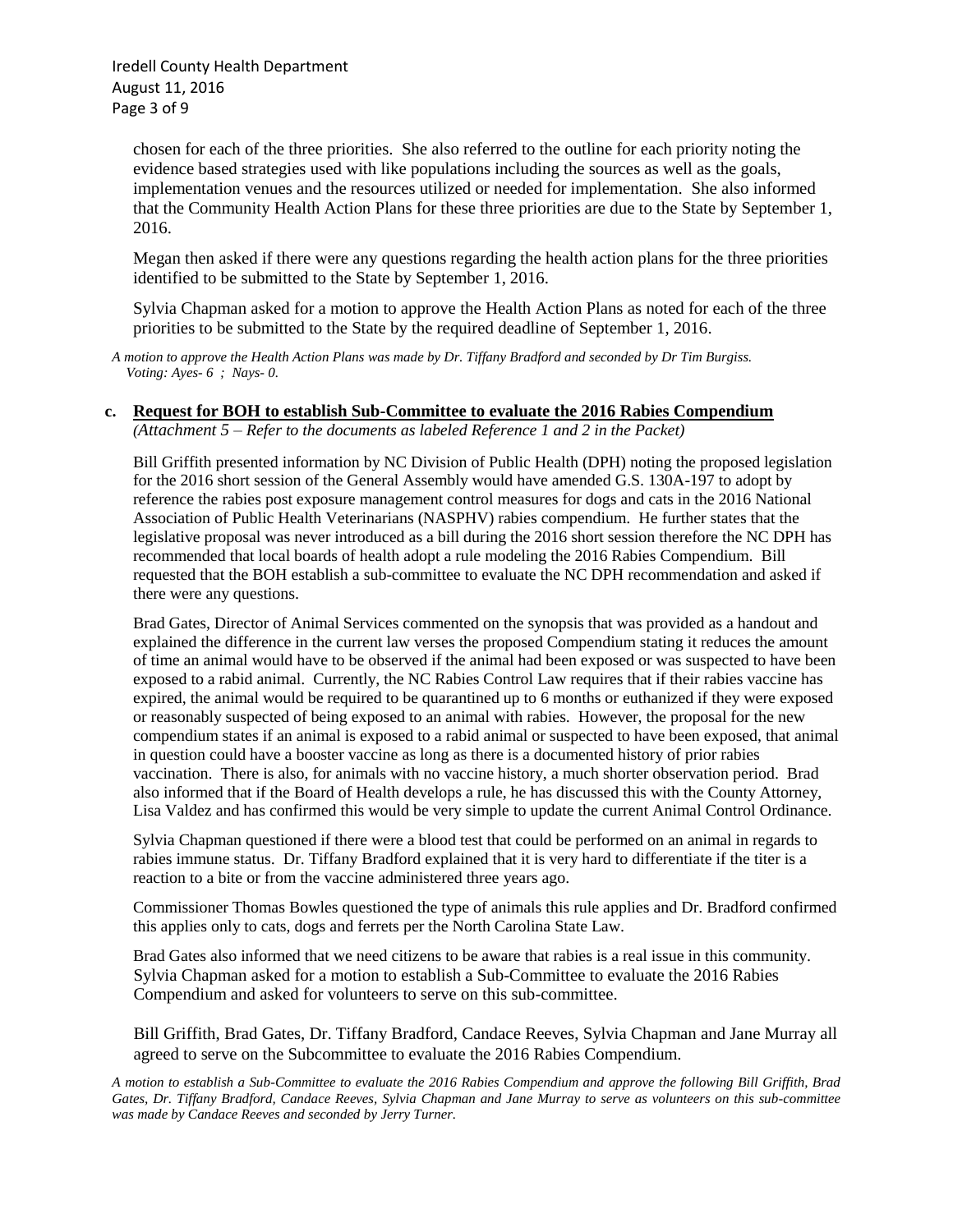chosen for each of the three priorities. She also referred to the outline for each priority noting the evidence based strategies used with like populations including the sources as well as the goals, implementation venues and the resources utilized or needed for implementation. She also informed that the Community Health Action Plans for these three priorities are due to the State by September 1, 2016.

Megan then asked if there were any questions regarding the health action plans for the three priorities identified to be submitted to the State by September 1, 2016.

Sylvia Chapman asked for a motion to approve the Health Action Plans as noted for each of the three priorities to be submitted to the State by the required deadline of September 1, 2016.

*A motion to approve the Health Action Plans was made by Dr. Tiffany Bradford and seconded by Dr Tim Burgiss. Voting: Ayes- 6 ; Nays- 0.*

**c. Request for BOH to establish Sub-Committee to evaluate the 2016 Rabies Compendium**
*(Attachment 5 – Refer to the documents as labeled Reference 1 and 2 in the Packet)*

Bill Griffith presented information by NC Division of Public Health (DPH) noting the proposed legislation for the 2016 short session of the General Assembly would have amended G.S. 130A-197 to adopt by reference the rabies post exposure management control measures for dogs and cats in the 2016 National Association of Public Health Veterinarians (NASPHV) rabies compendium. He further states that the legislative proposal was never introduced as a bill during the 2016 short session therefore the NC DPH has recommended that local boards of health adopt a rule modeling the 2016 Rabies Compendium. Bill requested that the BOH establish a sub-committee to evaluate the NC DPH recommendation and asked if there were any questions.

Brad Gates, Director of Animal Services commented on the synopsis that was provided as a handout and explained the difference in the current law verses the proposed Compendium stating it reduces the amount of time an animal would have to be observed if the animal had been exposed or was suspected to have been exposed to a rabid animal. Currently, the NC Rabies Control Law requires that if their rabies vaccine has expired, the animal would be required to be quarantined up to 6 months or euthanized if they were exposed or reasonably suspected of being exposed to an animal with rabies. However, the proposal for the new compendium states if an animal is exposed to a rabid animal or suspected to have been exposed, that animal in question could have a booster vaccine as long as there is a documented history of prior rabies vaccination. There is also, for animals with no vaccine history, a much shorter observation period. Brad also informed that if the Board of Health develops a rule, he has discussed this with the County Attorney, Lisa Valdez and has confirmed this would be very simple to update the current Animal Control Ordinance.

Sylvia Chapman questioned if there were a blood test that could be performed on an animal in regards to rabies immune status. Dr. Tiffany Bradford explained that it is very hard to differentiate if the titer is a reaction to a bite or from the vaccine administered three years ago.

Commissioner Thomas Bowles questioned the type of animals this rule applies and Dr. Bradford confirmed this applies only to cats, dogs and ferrets per the North Carolina State Law.

Brad Gates also informed that we need citizens to be aware that rabies is a real issue in this community. Sylvia Chapman asked for a motion to establish a Sub-Committee to evaluate the 2016 Rabies Compendium and asked for volunteers to serve on this sub-committee.

Bill Griffith, Brad Gates, Dr. Tiffany Bradford, Candace Reeves, Sylvia Chapman and Jane Murray all agreed to serve on the Subcommittee to evaluate the 2016 Rabies Compendium.

*A motion to establish a Sub-Committee to evaluate the 2016 Rabies Compendium and approve the following Bill Griffith, Brad Gates, Dr. Tiffany Bradford, Candace Reeves, Sylvia Chapman and Jane Murray to serve as volunteers on this sub-committee was made by Candace Reeves and seconded by Jerry Turner.*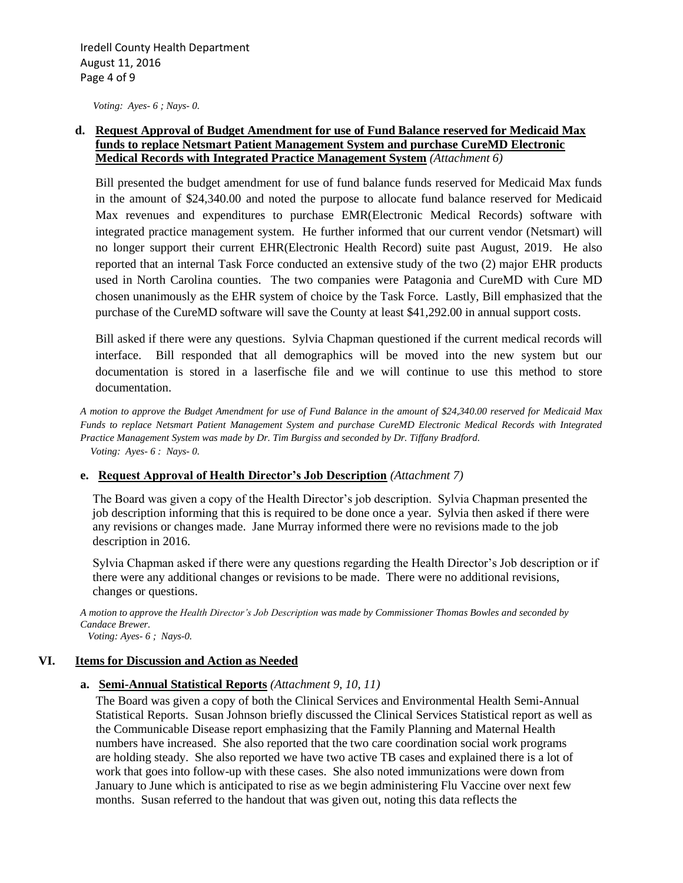*Voting: Ayes- 6 ; Nays- 0.*

**d. Request Approval of Budget Amendment for use of Fund Balance reserved for Medicaid Max funds to replace Netsmart Patient Management System and purchase CureMD Electronic Medical Records with Integrated Practice Management System** *(Attachment 6)*

Bill presented the budget amendment for use of fund balance funds reserved for Medicaid Max funds in the amount of $24,340.00 and noted the purpose to allocate fund balance reserved for Medicaid Max revenues and expenditures to purchase EMR(Electronic Medical Records) software with integrated practice management system. He further informed that our current vendor (Netsmart) will no longer support their current EHR(Electronic Health Record) suite past August, 2019. He also reported that an internal Task Force conducted an extensive study of the two (2) major EHR products used in North Carolina counties. The two companies were Patagonia and CureMD with Cure MD chosen unanimously as the EHR system of choice by the Task Force. Lastly, Bill emphasized that the purchase of the CureMD software will save the County at least $41,292.00 in annual support costs.

Bill asked if there were any questions. Sylvia Chapman questioned if the current medical records will interface. Bill responded that all demographics will be moved into the new system but our documentation is stored in a laserfische file and we will continue to use this method to store documentation.

*A motion to approve the Budget Amendment for use of Fund Balance in the amount of $24,340.00 reserved for Medicaid Max Funds to replace Netsmart Patient Management System and purchase CureMD Electronic Medical Records with Integrated Practice Management System was made by Dr. Tim Burgiss and seconded by Dr. Tiffany Bradford.*
*Voting: Ayes- 6 : Nays- 0.*

**e. Request Approval of Health Director's Job Description** *(Attachment 7)*

The Board was given a copy of the Health Director's job description. Sylvia Chapman presented the job description informing that this is required to be done once a year. Sylvia then asked if there were any revisions or changes made. Jane Murray informed there were no revisions made to the job description in 2016.

Sylvia Chapman asked if there were any questions regarding the Health Director's Job description or if there were any additional changes or revisions to be made. There were no additional revisions, changes or questions.

*A motion to approve the Health Director's Job Description was made by Commissioner Thomas Bowles and seconded by Candace Brewer.*
*Voting: Ayes- 6 ; Nays-0.*

## VI. Items for Discussion and Action as Needed

**a. Semi-Annual Statistical Reports** *(Attachment 9, 10, 11)*

The Board was given a copy of both the Clinical Services and Environmental Health Semi-Annual Statistical Reports. Susan Johnson briefly discussed the Clinical Services Statistical report as well as the Communicable Disease report emphasizing that the Family Planning and Maternal Health numbers have increased. She also reported that the two care coordination social work programs are holding steady. She also reported we have two active TB cases and explained there is a lot of work that goes into follow-up with these cases. She also noted immunizations were down from January to June which is anticipated to rise as we begin administering Flu Vaccine over next few months. Susan referred to the handout that was given out, noting this data reflects the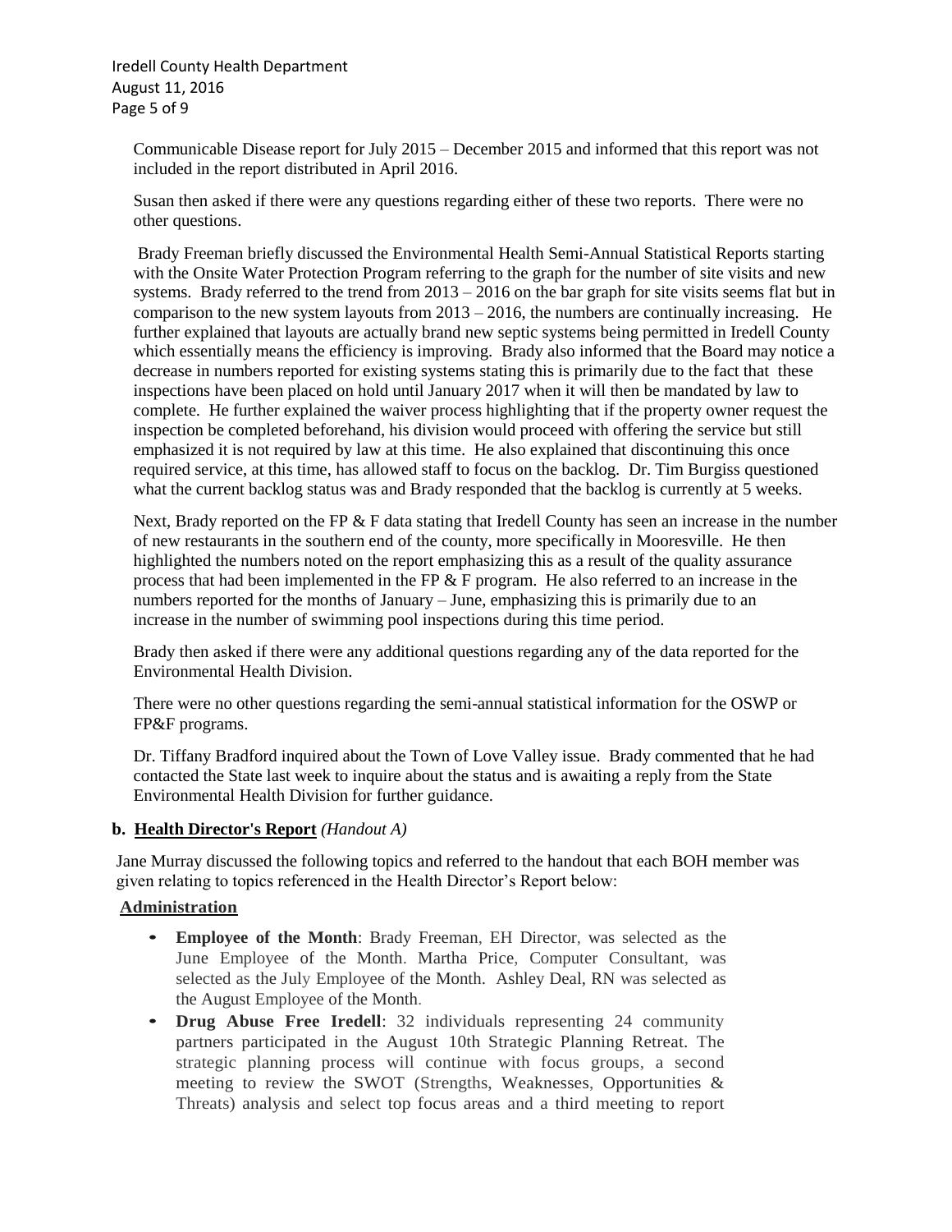Communicable Disease report for July 2015 – December 2015 and informed that this report was not included in the report distributed in April 2016.

Susan then asked if there were any questions regarding either of these two reports. There were no other questions.

Brady Freeman briefly discussed the Environmental Health Semi-Annual Statistical Reports starting with the Onsite Water Protection Program referring to the graph for the number of site visits and new systems. Brady referred to the trend from 2013 – 2016 on the bar graph for site visits seems flat but in comparison to the new system layouts from 2013 – 2016, the numbers are continually increasing. He further explained that layouts are actually brand new septic systems being permitted in Iredell County which essentially means the efficiency is improving. Brady also informed that the Board may notice a decrease in numbers reported for existing systems stating this is primarily due to the fact that these inspections have been placed on hold until January 2017 when it will then be mandated by law to complete. He further explained the waiver process highlighting that if the property owner request the inspection be completed beforehand, his division would proceed with offering the service but still emphasized it is not required by law at this time. He also explained that discontinuing this once required service, at this time, has allowed staff to focus on the backlog. Dr. Tim Burgiss questioned what the current backlog status was and Brady responded that the backlog is currently at 5 weeks.

Next, Brady reported on the FP & F data stating that Iredell County has seen an increase in the number of new restaurants in the southern end of the county, more specifically in Mooresville. He then highlighted the numbers noted on the report emphasizing this as a result of the quality assurance process that had been implemented in the FP & F program. He also referred to an increase in the numbers reported for the months of January – June, emphasizing this is primarily due to an increase in the number of swimming pool inspections during this time period.

Brady then asked if there were any additional questions regarding any of the data reported for the Environmental Health Division.

There were no other questions regarding the semi-annual statistical information for the OSWP or FP&F programs.

Dr. Tiffany Bradford inquired about the Town of Love Valley issue. Brady commented that he had contacted the State last week to inquire about the status and is awaiting a reply from the State Environmental Health Division for further guidance.

**b. Health Director's Report** *(Handout A)*

Jane Murray discussed the following topics and referred to the handout that each BOH member was given relating to topics referenced in the Health Director's Report below:

**Administration**

- **Employee of the Month**: Brady Freeman, EH Director, was selected as the June Employee of the Month. Martha Price, Computer Consultant, was selected as the July Employee of the Month. Ashley Deal, RN was selected as the August Employee of the Month.
- **Drug Abuse Free Iredell**: 32 individuals representing 24 community partners participated in the August 10th Strategic Planning Retreat. The strategic planning process will continue with focus groups, a second meeting to review the SWOT (Strengths, Weaknesses, Opportunities & Threats) analysis and select top focus areas and a third meeting to report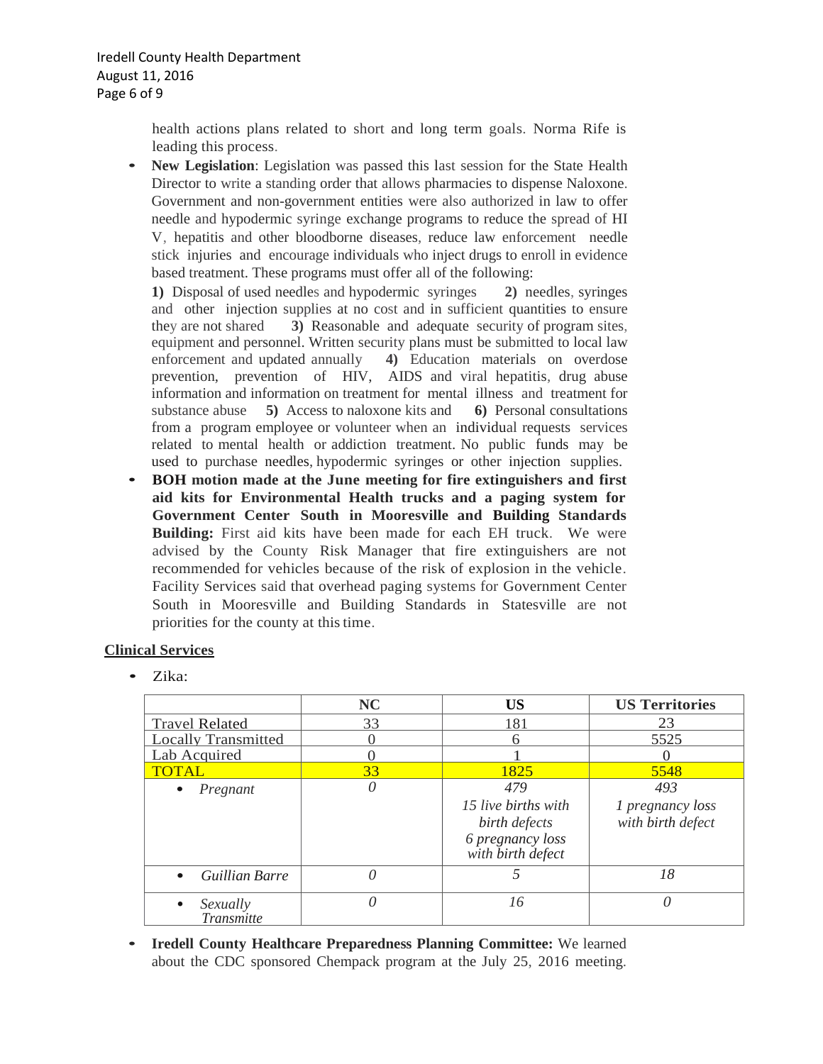health actions plans related to short and long term goals. Norma Rife is leading this process.

- **New Legislation**: Legislation was passed this last session for the State Health Director to write a standing order that allows pharmacies to dispense Naloxone. Government and non-government entities were also authorized in law to offer needle and hypodermic syringe exchange programs to reduce the spread of HI V, hepatitis and other bloodborne diseases, reduce law enforcement needle stick injuries and encourage individuals who inject drugs to enroll in evidence based treatment. These programs must offer all of the following:

  **1)** Disposal of used needles and hypodermic syringes **2)** needles, syringes and other injection supplies at no cost and in sufficient quantities to ensure they are not shared **3)** Reasonable and adequate security of program sites, equipment and personnel. Written security plans must be submitted to local law enforcement and updated annually **4)** Education materials on overdose prevention, prevention of HIV, AIDS and viral hepatitis, drug abuse information and information on treatment for mental illness and treatment for substance abuse **5)** Access to naloxone kits and **6)** Personal consultations from a program employee or volunteer when an individual requests services related to mental health or addiction treatment. No public funds may be used to purchase needles, hypodermic syringes or other injection supplies.

- **BOH motion made at the June meeting for fire extinguishers and first aid kits for Environmental Health trucks and a paging system for Government Center South in Mooresville and Building Standards Building:** First aid kits have been made for each EH truck. We were advised by the County Risk Manager that fire extinguishers are not recommended for vehicles because of the risk of explosion in the vehicle. Facility Services said that overhead paging systems for Government Center South in Mooresville and Building Standards in Statesville are not priorities for the county at this time.

## Clinical Services

- Zika:

| | NC | US | US Territories |
|---|---|---|---|
| Travel Related | 33 | 181 | 23 |
| Locally Transmitted | 0 | 6 | 5525 |
| Lab Acquired | 0 | 1 | 0 |
| TOTAL | 33 | 1825 | 5548 |
| • *Pregnant* | *0* | *479*<br>*15 live births with birth defects*<br>*6 pregnancy loss with birth defect* | *493*<br>*1 pregnancy loss with birth defect* |
| • *Guillian Barre* | *0* | *5* | *18* |
| • *Sexually Transmitte* | *0* | *16* | *0* |

- **Iredell County Healthcare Preparedness Planning Committee:** We learned about the CDC sponsored Chempack program at the July 25, 2016 meeting.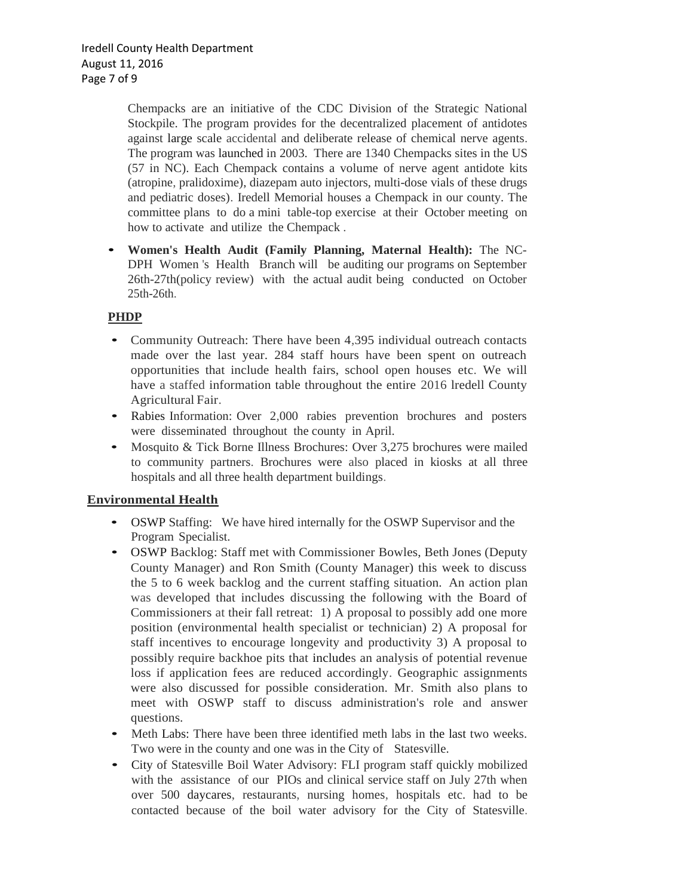Chempacks are an initiative of the CDC Division of the Strategic National Stockpile. The program provides for the decentralized placement of antidotes against large scale accidental and deliberate release of chemical nerve agents. The program was launched in 2003. There are 1340 Chempacks sites in the US (57 in NC). Each Chempack contains a volume of nerve agent antidote kits (atropine, pralidoxime), diazepam auto injectors, multi-dose vials of these drugs and pediatric doses). Iredell Memorial houses a Chempack in our county. The committee plans to do a mini table-top exercise at their October meeting on how to activate and utilize the Chempack .

- **Women's Health Audit (Family Planning, Maternal Health):** The NC-DPH Women 's Health Branch will be auditing our programs on September 26th-27th(policy review) with the actual audit being conducted on October 25th-26th.

**PHDP**

- Community Outreach: There have been 4,395 individual outreach contacts made over the last year. 284 staff hours have been spent on outreach opportunities that include health fairs, school open houses etc. We will have a staffed information table throughout the entire 2016 lredell County Agricultural Fair.
- Rabies Information: Over 2,000 rabies prevention brochures and posters were disseminated throughout the county in April.
- Mosquito & Tick Borne Illness Brochures: Over 3,275 brochures were mailed to community partners. Brochures were also placed in kiosks at all three hospitals and all three health department buildings.

**Environmental Health**

- OSWP Staffing: We have hired internally for the OSWP Supervisor and the Program Specialist.
- OSWP Backlog: Staff met with Commissioner Bowles, Beth Jones (Deputy County Manager) and Ron Smith (County Manager) this week to discuss the 5 to 6 week backlog and the current staffing situation. An action plan was developed that includes discussing the following with the Board of Commissioners at their fall retreat: 1) A proposal to possibly add one more position (environmental health specialist or technician) 2) A proposal for staff incentives to encourage longevity and productivity 3) A proposal to possibly require backhoe pits that includes an analysis of potential revenue loss if application fees are reduced accordingly. Geographic assignments were also discussed for possible consideration. Mr. Smith also plans to meet with OSWP staff to discuss administration's role and answer questions.
- Meth Labs: There have been three identified meth labs in the last two weeks. Two were in the county and one was in the City of Statesville.
- City of Statesville Boil Water Advisory: FLI program staff quickly mobilized with the assistance of our PIOs and clinical service staff on July 27th when over 500 daycares, restaurants, nursing homes, hospitals etc. had to be contacted because of the boil water advisory for the City of Statesville.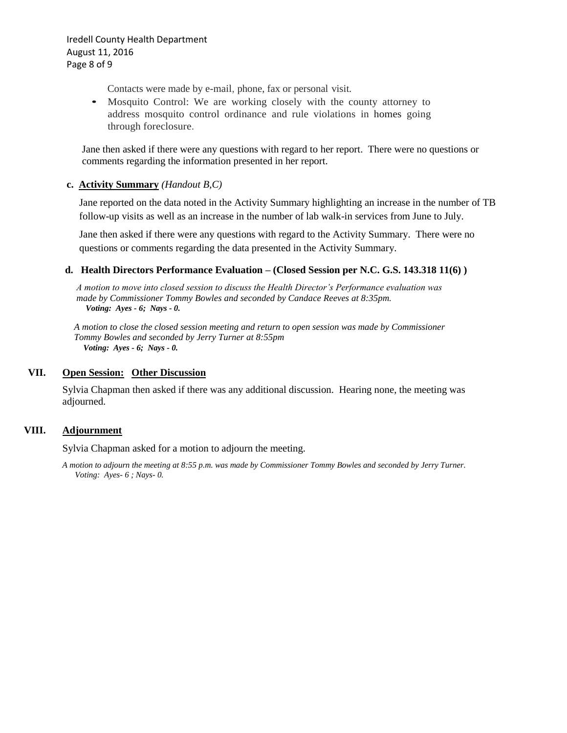Contacts were made by e-mail, phone, fax or personal visit.

- Mosquito Control: We are working closely with the county attorney to address mosquito control ordinance and rule violations in homes going through foreclosure.

Jane then asked if there were any questions with regard to her report. There were no questions or comments regarding the information presented in her report.

**c. Activity Summary** *(Handout B,C)*

Jane reported on the data noted in the Activity Summary highlighting an increase in the number of TB follow-up visits as well as an increase in the number of lab walk-in services from June to July.

Jane then asked if there were any questions with regard to the Activity Summary. There were no questions or comments regarding the data presented in the Activity Summary.

**d. Health Directors Performance Evaluation – (Closed Session per N.C. G.S. 143.318 11(6) )**

*A motion to move into closed session to discuss the Health Director's Performance evaluation was made by Commissioner Tommy Bowles and seconded by Candace Reeves at 8:35pm.*
***Voting: Ayes - 6; Nays - 0.***

*A motion to close the closed session meeting and return to open session was made by Commissioner Tommy Bowles and seconded by Jerry Turner at 8:55pm*
***Voting: Ayes - 6; Nays - 0.***

## VII. Open Session: Other Discussion

Sylvia Chapman then asked if there was any additional discussion. Hearing none, the meeting was adjourned.

## VIII. Adjournment

Sylvia Chapman asked for a motion to adjourn the meeting.

*A motion to adjourn the meeting at 8:55 p.m. was made by Commissioner Tommy Bowles and seconded by Jerry Turner.*
*Voting: Ayes- 6 ; Nays- 0.*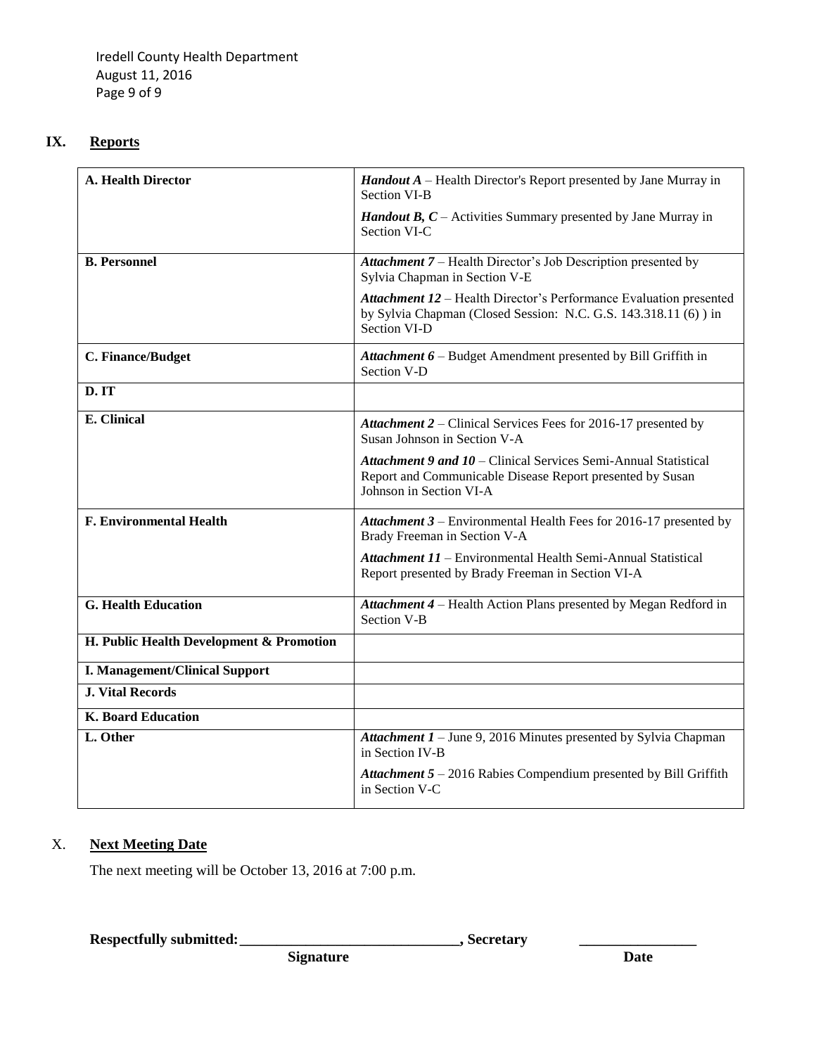## IX. Reports

| | |
|---|---|
| **A. Health Director** | ***Handout A*** – Health Director's Report presented by Jane Murray in Section VI-B<br>***Handout B, C*** – Activities Summary presented by Jane Murray in Section VI-C |
| **B. Personnel** | ***Attachment 7*** – Health Director's Job Description presented by Sylvia Chapman in Section V-E<br>***Attachment 12*** – Health Director's Performance Evaluation presented by Sylvia Chapman (Closed Session: N.C. G.S. 143.318.11 (6) ) in Section VI-D |
| **C. Finance/Budget** | ***Attachment 6*** – Budget Amendment presented by Bill Griffith in Section V-D |
| **D. IT** | |
| **E. Clinical** | ***Attachment 2*** – Clinical Services Fees for 2016-17 presented by Susan Johnson in Section V-A<br>***Attachment 9 and 10*** – Clinical Services Semi-Annual Statistical Report and Communicable Disease Report presented by Susan Johnson in Section VI-A |
| **F. Environmental Health** | ***Attachment 3*** – Environmental Health Fees for 2016-17 presented by Brady Freeman in Section V-A<br>***Attachment 11*** – Environmental Health Semi-Annual Statistical Report presented by Brady Freeman in Section VI-A |
| **G. Health Education** | ***Attachment 4*** – Health Action Plans presented by Megan Redford in Section V-B |
| **H. Public Health Development & Promotion** | |
| **I. Management/Clinical Support** | |
| **J. Vital Records** | |
| **K. Board Education** | |
| **L. Other** | ***Attachment 1*** – June 9, 2016 Minutes presented by Sylvia Chapman in Section IV-B<br>***Attachment 5*** – 2016 Rabies Compendium presented by Bill Griffith in Section V-C |

## X. Next Meeting Date

The next meeting will be October 13, 2016 at 7:00 p.m.

**Respectfully submitted:\_\_\_\_\_\_\_\_\_\_\_\_\_\_\_\_\_\_\_\_\_\_\_\_\_\_\_\_\_\_, Secretary** **\_\_\_\_\_\_\_\_\_\_\_\_\_\_\_\_**

**Signature** **Date**